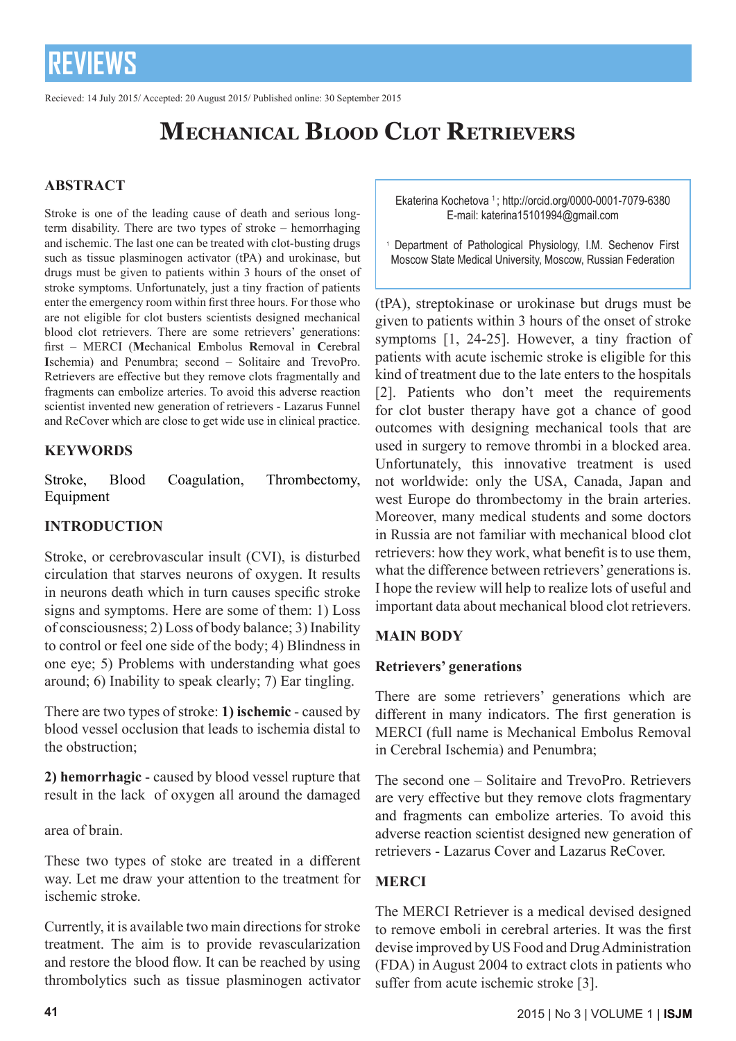REVIEWS

Recieved: 14 July 2015/ Accepted: 20 August 2015/ Published online: 30 September 2015

# Mechanical Blood Clot Retrievers

Ekaterina Kochetova [1]; http://orcid.org/0000-0001-7079-6380
E-mail: katerina15101994@gmail.com

[1] Department of Pathological Physiology, I.M. Sechenov First Moscow State Medical University, Moscow, Russian Federation

## ABSTRACT

Stroke is one of the leading cause of death and serious long-term disability. There are two types of stroke – hemorrhaging and ischemic. The last one can be treated with clot-busting drugs such as tissue plasminogen activator (tPA) and urokinase, but drugs must be given to patients within 3 hours of the onset of stroke symptoms. Unfortunately, just a tiny fraction of patients enter the emergency room within first three hours. For those who are not eligible for clot busters scientists designed mechanical blood clot retrievers. There are some retrievers' generations: first – MERCI (**M**echanical **E**mbolus **R**emoval in **C**erebral **I**schemia) and Penumbra; second – Solitaire and TrevoPro. Retrievers are effective but they remove clots fragmentally and fragments can embolize arteries. To avoid this adverse reaction scientist invented new generation of retrievers - Lazarus Funnel and ReCover which are close to get wide use in clinical practice.

## KEYWORDS

Stroke, Blood Coagulation, Thrombectomy, Equipment

## INTRODUCTION

Stroke, or cerebrovascular insult (CVI), is disturbed circulation that starves neurons of oxygen. It results in neurons death which in turn causes specific stroke signs and symptoms. Here are some of them: 1) Loss of consciousness; 2) Loss of body balance; 3) Inability to control or feel one side of the body; 4) Blindness in one eye; 5) Problems with understanding what goes around; 6) Inability to speak clearly; 7) Ear tingling.

There are two types of stroke: **1) ischemic** - caused by blood vessel occlusion that leads to ischemia distal to the obstruction;

**2) hemorrhagic** - caused by blood vessel rupture that result in the lack of oxygen all around the damaged area of brain.

These two types of stoke are treated in a different way. Let me draw your attention to the treatment for ischemic stroke.

Currently, it is available two main directions for stroke treatment. The aim is to provide revascularization and restore the blood flow. It can be reached by using thrombolytics such as tissue plasminogen activator (tPA), streptokinase or urokinase but drugs must be given to patients within 3 hours of the onset of stroke symptoms [1, 24-25]. However, a tiny fraction of patients with acute ischemic stroke is eligible for this kind of treatment due to the late enters to the hospitals [2]. Patients who don't meet the requirements for clot buster therapy have got a chance of good outcomes with designing mechanical tools that are used in surgery to remove thrombi in a blocked area. Unfortunately, this innovative treatment is used not worldwide: only the USA, Canada, Japan and west Europe do thrombectomy in the brain arteries. Moreover, many medical students and some doctors in Russia are not familiar with mechanical blood clot retrievers: how they work, what benefit is to use them, what the difference between retrievers' generations is. I hope the review will help to realize lots of useful and important data about mechanical blood clot retrievers.

## MAIN BODY

### Retrievers' generations

There are some retrievers' generations which are different in many indicators. The first generation is MERCI (full name is Mechanical Embolus Removal in Cerebral Ischemia) and Penumbra;

The second one – Solitaire and TrevoPro. Retrievers are very effective but they remove clots fragmentary and fragments can embolize arteries. To avoid this adverse reaction scientist designed new generation of retrievers - Lazarus Cover and Lazarus ReCover.

### MERCI

The MERCI Retriever is a medical devised designed to remove emboli in cerebral arteries. It was the first devise improved by US Food and Drug Administration (FDA) in August 2004 to extract clots in patients who suffer from acute ischemic stroke [3].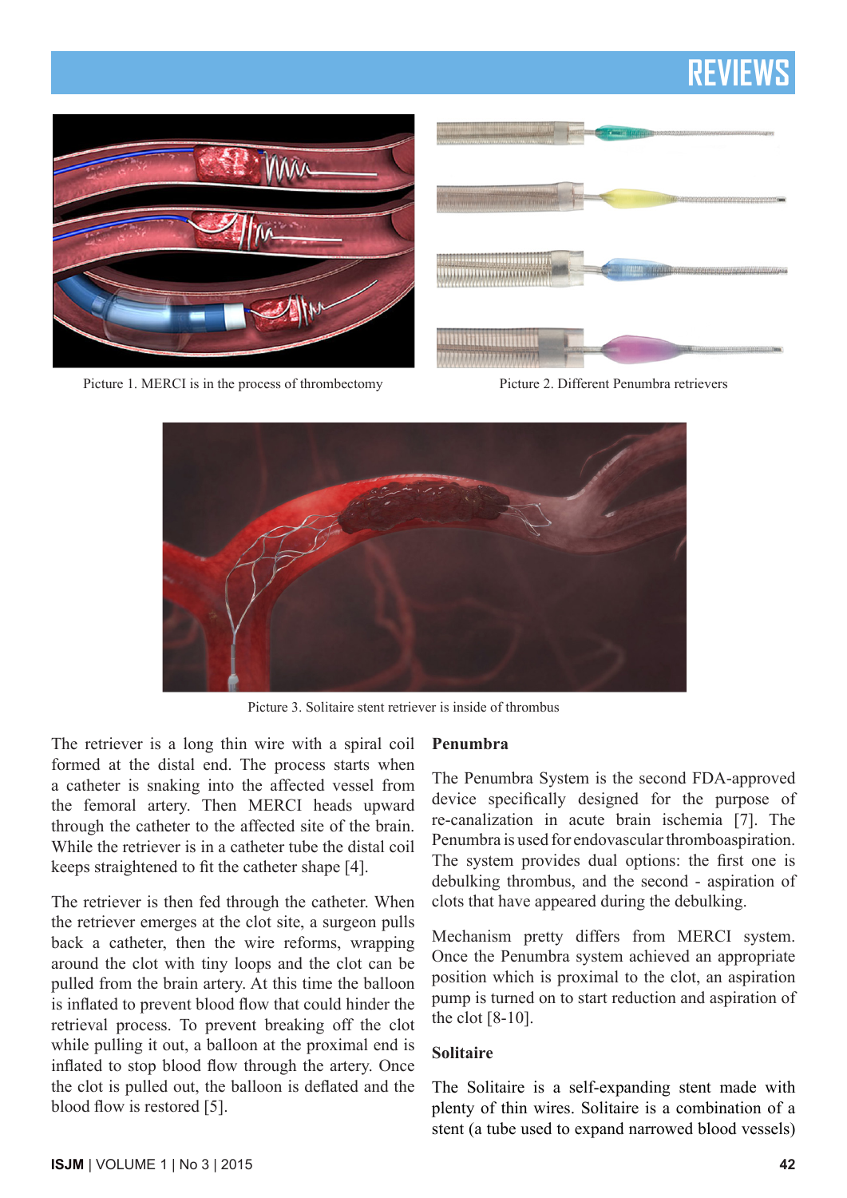Picture 1. MERCI is in the process of thrombectomy

Picture 2. Different Penumbra retrievers

Picture 3. Solitaire stent retriever is inside of thrombus

The retriever is a long thin wire with a spiral coil formed at the distal end. The process starts when a catheter is snaking into the affected vessel from the femoral artery. Then MERCI heads upward through the catheter to the affected site of the brain. While the retriever is in a catheter tube the distal coil keeps straightened to fit the catheter shape [4].

The retriever is then fed through the catheter. When the retriever emerges at the clot site, a surgeon pulls back a catheter, then the wire reforms, wrapping around the clot with tiny loops and the clot can be pulled from the brain artery. At this time the balloon is inflated to prevent blood flow that could hinder the retrieval process. To prevent breaking off the clot while pulling it out, a balloon at the proximal end is inflated to stop blood flow through the artery. Once the clot is pulled out, the balloon is deflated and the blood flow is restored [5].

**Penumbra**

The Penumbra System is the second FDA-approved device specifically designed for the purpose of re-canalization in acute brain ischemia [7]. The Penumbra is used for endovascular thromboaspiration. The system provides dual options: the first one is debulking thrombus, and the second - aspiration of clots that have appeared during the debulking.

Mechanism pretty differs from MERCI system. Once the Penumbra system achieved an appropriate position which is proximal to the clot, an aspiration pump is turned on to start reduction and aspiration of the clot [8-10].

**Solitaire**

The Solitaire is a self-expanding stent made with plenty of thin wires. Solitaire is a combination of a stent (a tube used to expand narrowed blood vessels)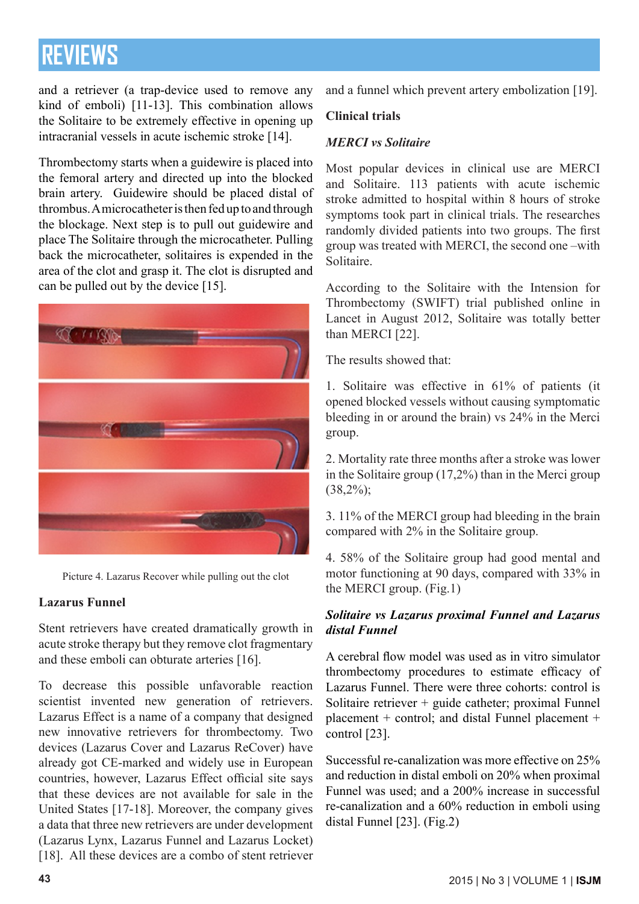and a retriever (a trap-device used to remove any kind of emboli) [11-13]. This combination allows the Solitaire to be extremely effective in opening up intracranial vessels in acute ischemic stroke [14].

Thrombectomy starts when a guidewire is placed into the femoral artery and directed up into the blocked brain artery. Guidewire should be placed distal of thrombus. A microcatheter is then fed up to and through the blockage. Next step is to pull out guidewire and place The Solitaire through the microcatheter. Pulling back the microcatheter, solitaires is expended in the area of the clot and grasp it. The clot is disrupted and can be pulled out by the device [15].

Picture 4. Lazarus Recover while pulling out the clot

**Lazarus Funnel**

Stent retrievers have created dramatically growth in acute stroke therapy but they remove clot fragmentary and these emboli can obturate arteries [16].

To decrease this possible unfavorable reaction scientist invented new generation of retrievers. Lazarus Effect is a name of a company that designed new innovative retrievers for thrombectomy. Two devices (Lazarus Cover and Lazarus ReCover) have already got CE-marked and widely use in European countries, however, Lazarus Effect official site says that these devices are not available for sale in the United States [17-18]. Moreover, the company gives a data that three new retrievers are under development (Lazarus Lynx, Lazarus Funnel and Lazarus Locket) [18]. All these devices are a combo of stent retriever and a funnel which prevent artery embolization [19].

**Clinical trials**

***MERCI vs Solitaire***

Most popular devices in clinical use are MERCI and Solitaire. 113 patients with acute ischemic stroke admitted to hospital within 8 hours of stroke symptoms took part in clinical trials. The researches randomly divided patients into two groups. The first group was treated with MERCI, the second one –with Solitaire.

According to the Solitaire with the Intension for Thrombectomy (SWIFT) trial published online in Lancet in August 2012, Solitaire was totally better than MERCI [22].

The results showed that:

1. Solitaire was effective in 61% of patients (it opened blocked vessels without causing symptomatic bleeding in or around the brain) vs 24% in the Merci group.

2. Mortality rate three months after a stroke was lower in the Solitaire group (17,2%) than in the Merci group (38,2%);

3. 11% of the MERCI group had bleeding in the brain compared with 2% in the Solitaire group.

4. 58% of the Solitaire group had good mental and motor functioning at 90 days, compared with 33% in the MERCI group. (Fig.1)

***Solitaire vs Lazarus proximal Funnel and Lazarus distal Funnel***

A cerebral flow model was used as in vitro simulator thrombectomy procedures to estimate efficacy of Lazarus Funnel. There were three cohorts: control is Solitaire retriever + guide catheter; proximal Funnel placement + control; and distal Funnel placement + control [23].

Successful re-canalization was more effective on 25% and reduction in distal emboli on 20% when proximal Funnel was used; and a 200% increase in successful re-canalization and a 60% reduction in emboli using distal Funnel [23]. (Fig.2)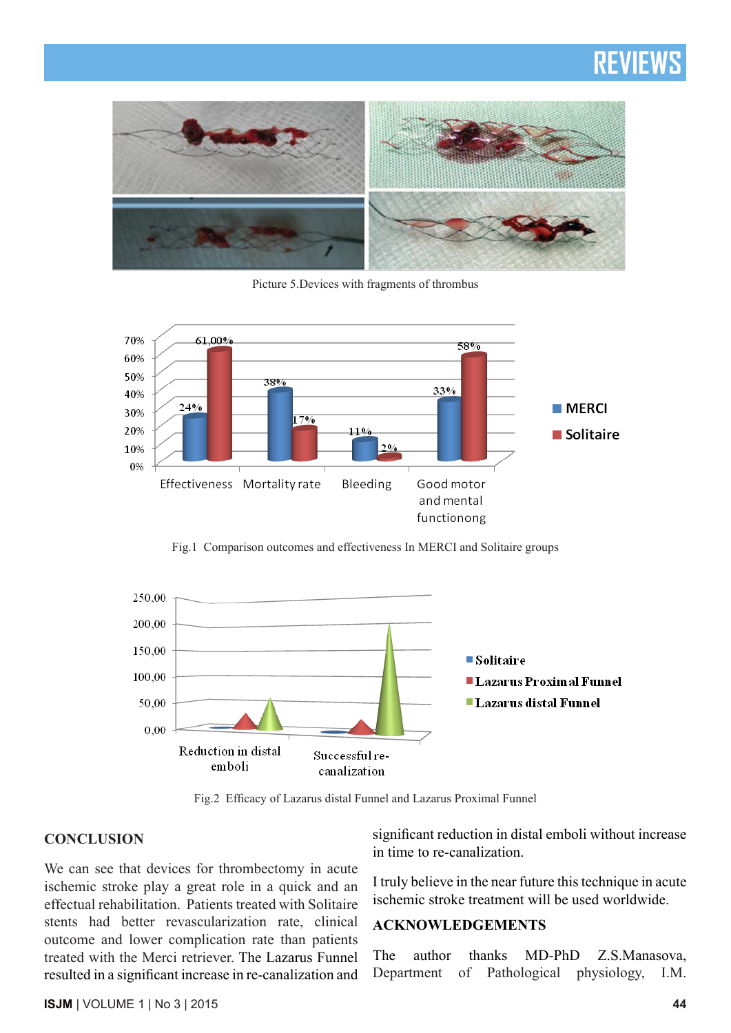Picture 5.Devices with fragments of thrombus

Fig.1 Comparison outcomes and effectiveness In MERCI and Solitaire groups

Fig.2 Efficacy of Lazarus distal Funnel and Lazarus Proximal Funnel

## CONCLUSION

We can see that devices for thrombectomy in acute ischemic stroke play a great role in a quick and an effectual rehabilitation. Patients treated with Solitaire stents had better revascularization rate, clinical outcome and lower complication rate than patients treated with the Merci retriever. The Lazarus Funnel resulted in a significant increase in re-canalization and significant reduction in distal emboli without increase in time to re-canalization.

I truly believe in the near future this technique in acute ischemic stroke treatment will be used worldwide.

## ACKNOWLEDGEMENTS

The author thanks MD-PhD Z.S.Manasova, Department of Pathological physiology, I.M.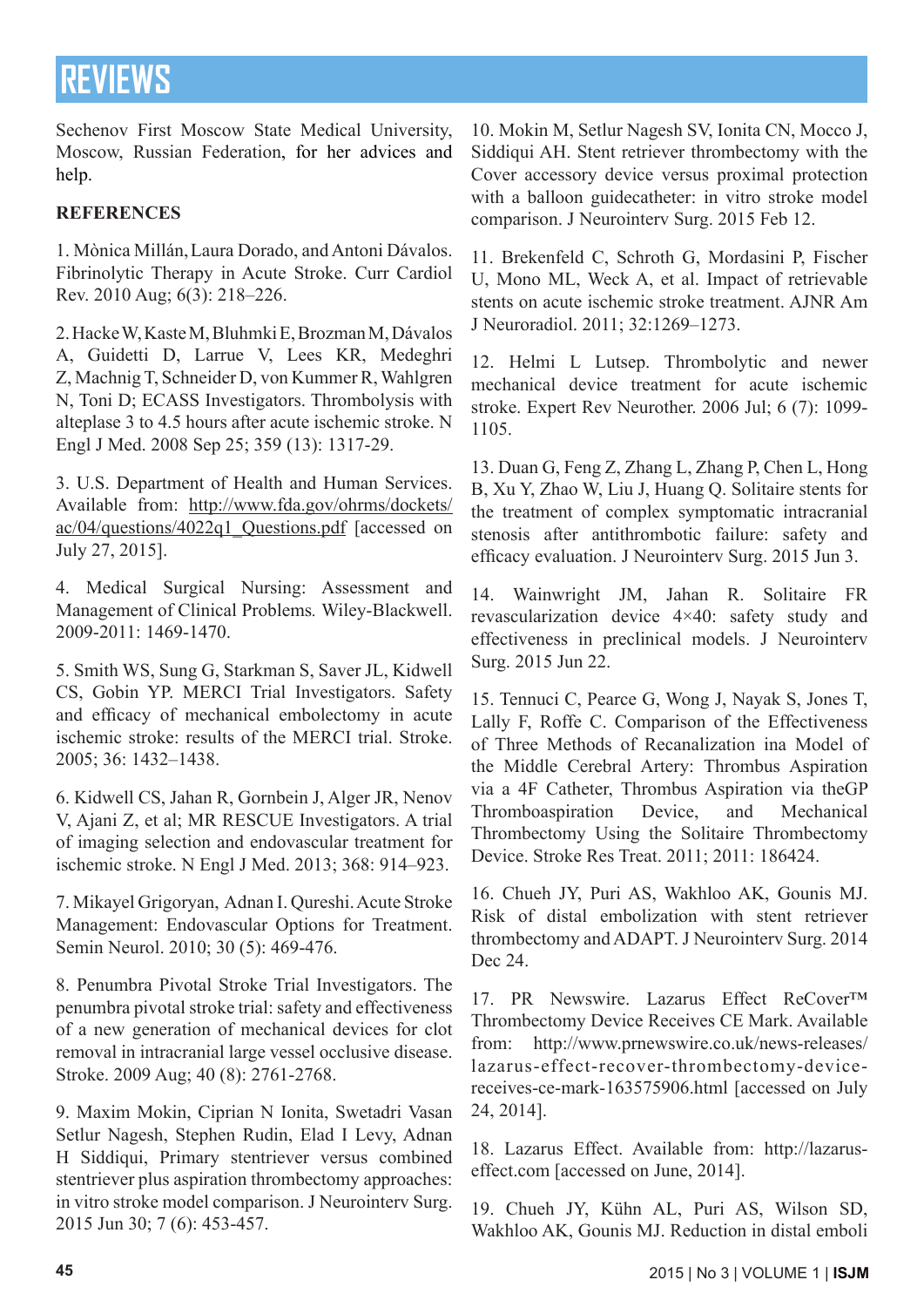Sechenov First Moscow State Medical University, Moscow, Russian Federation, for her advices and help.

**REFERENCES**

1. Mònica Millán, Laura Dorado, and Antoni Dávalos. Fibrinolytic Therapy in Acute Stroke. Curr Cardiol Rev. 2010 Aug; 6(3): 218–226.

2. Hacke W, Kaste M, Bluhmki E, Brozman M, Dávalos A, Guidetti D, Larrue V, Lees KR, Medeghri Z, Machnig T, Schneider D, von Kummer R, Wahlgren N, Toni D; ECASS Investigators. Thrombolysis with alteplase 3 to 4.5 hours after acute ischemic stroke. N Engl J Med. 2008 Sep 25; 359 (13): 1317-29.

3. U.S. Department of Health and Human Services. Available from: http://www.fda.gov/ohrms/dockets/ac/04/questions/4022q1_Questions.pdf [accessed on July 27, 2015].

4. Medical Surgical Nursing: Assessment and Management of Clinical Problems. Wiley-Blackwell. 2009-2011: 1469-1470.

5. Smith WS, Sung G, Starkman S, Saver JL, Kidwell CS, Gobin YP. MERCI Trial Investigators. Safety and efficacy of mechanical embolectomy in acute ischemic stroke: results of the MERCI trial. Stroke. 2005; 36: 1432–1438.

6. Kidwell CS, Jahan R, Gornbein J, Alger JR, Nenov V, Ajani Z, et al; MR RESCUE Investigators. A trial of imaging selection and endovascular treatment for ischemic stroke. N Engl J Med. 2013; 368: 914–923.

7. Mikayel Grigoryan, Adnan I. Qureshi. Acute Stroke Management: Endovascular Options for Treatment. Semin Neurol. 2010; 30 (5): 469-476.

8. Penumbra Pivotal Stroke Trial Investigators. The penumbra pivotal stroke trial: safety and effectiveness of a new generation of mechanical devices for clot removal in intracranial large vessel occlusive disease. Stroke. 2009 Aug; 40 (8): 2761-2768.

9. Maxim Mokin, Ciprian N Ionita, Swetadri Vasan Setlur Nagesh, Stephen Rudin, Elad I Levy, Adnan H Siddiqui, Primary stentriever versus combined stentriever plus aspiration thrombectomy approaches: in vitro stroke model comparison. J Neurointerv Surg. 2015 Jun 30; 7 (6): 453-457.

10. Mokin M, Setlur Nagesh SV, Ionita CN, Mocco J, Siddiqui AH. Stent retriever thrombectomy with the Cover accessory device versus proximal protection with a balloon guidecatheter: in vitro stroke model comparison. J Neurointerv Surg. 2015 Feb 12.

11. Brekenfeld C, Schroth G, Mordasini P, Fischer U, Mono ML, Weck A, et al. Impact of retrievable stents on acute ischemic stroke treatment. AJNR Am J Neuroradiol. 2011; 32:1269–1273.

12. Helmi L Lutsep. Thrombolytic and newer mechanical device treatment for acute ischemic stroke. Expert Rev Neurother. 2006 Jul; 6 (7): 1099-1105.

13. Duan G, Feng Z, Zhang L, Zhang P, Chen L, Hong B, Xu Y, Zhao W, Liu J, Huang Q. Solitaire stents for the treatment of complex symptomatic intracranial stenosis after antithrombotic failure: safety and efficacy evaluation. J Neurointerv Surg. 2015 Jun 3.

14. Wainwright JM, Jahan R. Solitaire FR revascularization device 4×40: safety study and effectiveness in preclinical models. J Neurointerv Surg. 2015 Jun 22.

15. Tennuci C, Pearce G, Wong J, Nayak S, Jones T, Lally F, Roffe C. Comparison of the Effectiveness of Three Methods of Recanalization ina Model of the Middle Cerebral Artery: Thrombus Aspiration via a 4F Catheter, Thrombus Aspiration via theGP Thromboaspiration Device, and Mechanical Thrombectomy Using the Solitaire Thrombectomy Device. Stroke Res Treat. 2011; 2011: 186424.

16. Chueh JY, Puri AS, Wakhloo AK, Gounis MJ. Risk of distal embolization with stent retriever thrombectomy and ADAPT. J Neurointerv Surg. 2014 Dec 24.

17. PR Newswire. Lazarus Effect ReCover™ Thrombectomy Device Receives CE Mark. Available from: http://www.prnewswire.co.uk/news-releases/lazarus-effect-recover-thrombectomy-device-receives-ce-mark-163575906.html [accessed on July 24, 2014].

18. Lazarus Effect. Available from: http://lazarus-effect.com [accessed on June, 2014].

19. Chueh JY, Kühn AL, Puri AS, Wilson SD, Wakhloo AK, Gounis MJ. Reduction in distal emboli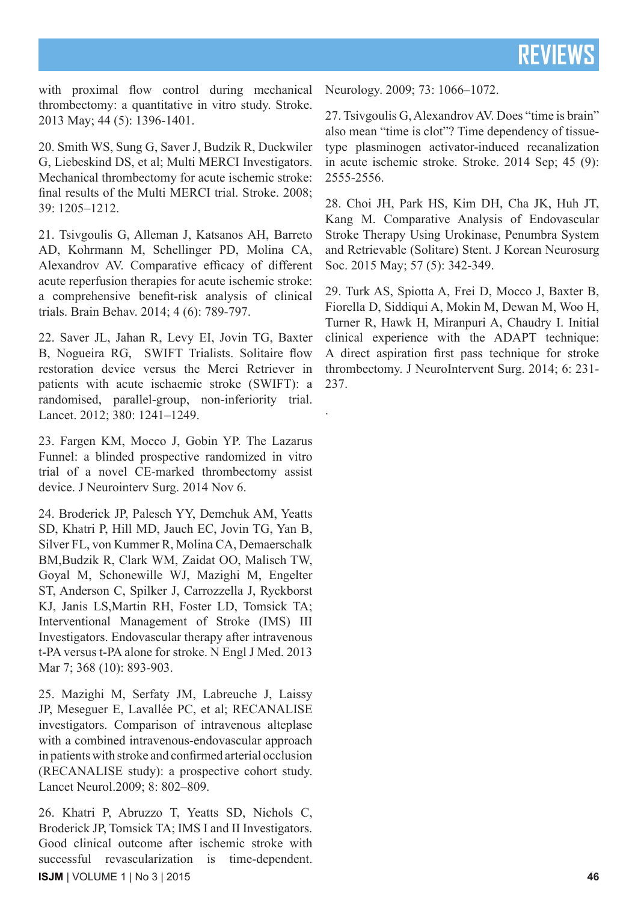with proximal flow control during mechanical thrombectomy: a quantitative in vitro study. Stroke. 2013 May; 44 (5): 1396-1401.

20. Smith WS, Sung G, Saver J, Budzik R, Duckwiler G, Liebeskind DS, et al; Multi MERCI Investigators. Mechanical thrombectomy for acute ischemic stroke: final results of the Multi MERCI trial. Stroke. 2008; 39: 1205–1212.

21. Tsivgoulis G, Alleman J, Katsanos AH, Barreto AD, Kohrmann M, Schellinger PD, Molina CA, Alexandrov AV. Comparative efficacy of different acute reperfusion therapies for acute ischemic stroke: a comprehensive benefit-risk analysis of clinical trials. Brain Behav. 2014; 4 (6): 789-797.

22. Saver JL, Jahan R, Levy EI, Jovin TG, Baxter B, Nogueira RG, SWIFT Trialists. Solitaire flow restoration device versus the Merci Retriever in patients with acute ischaemic stroke (SWIFT): a randomised, parallel-group, non-inferiority trial. Lancet. 2012; 380: 1241–1249.

23. Fargen KM, Mocco J, Gobin YP. The Lazarus Funnel: a blinded prospective randomized in vitro trial of a novel CE-marked thrombectomy assist device. J Neurointerv Surg. 2014 Nov 6.

24. Broderick JP, Palesch YY, Demchuk AM, Yeatts SD, Khatri P, Hill MD, Jauch EC, Jovin TG, Yan B, Silver FL, von Kummer R, Molina CA, Demaerschalk BM,Budzik R, Clark WM, Zaidat OO, Malisch TW, Goyal M, Schonewille WJ, Mazighi M, Engelter ST, Anderson C, Spilker J, Carrozzella J, Ryckborst KJ, Janis LS,Martin RH, Foster LD, Tomsick TA; Interventional Management of Stroke (IMS) III Investigators. Endovascular therapy after intravenous t-PA versus t-PA alone for stroke. N Engl J Med. 2013 Mar 7; 368 (10): 893-903.

25. Mazighi M, Serfaty JM, Labreuche J, Laissy JP, Meseguer E, Lavallée PC, et al; RECANALISE investigators. Comparison of intravenous alteplase with a combined intravenous-endovascular approach in patients with stroke and confirmed arterial occlusion (RECANALISE study): a prospective cohort study. Lancet Neurol.2009; 8: 802–809.

26. Khatri P, Abruzzo T, Yeatts SD, Nichols C, Broderick JP, Tomsick TA; IMS I and II Investigators. Good clinical outcome after ischemic stroke with successful revascularization is time-dependent. Neurology. 2009; 73: 1066–1072.

27. Tsivgoulis G, Alexandrov AV. Does "time is brain" also mean "time is clot"? Time dependency of tissue-type plasminogen activator-induced recanalization in acute ischemic stroke. Stroke. 2014 Sep; 45 (9): 2555-2556.

28. Choi JH, Park HS, Kim DH, Cha JK, Huh JT, Kang M. Comparative Analysis of Endovascular Stroke Therapy Using Urokinase, Penumbra System and Retrievable (Solitare) Stent. J Korean Neurosurg Soc. 2015 May; 57 (5): 342-349.

29. Turk AS, Spiotta A, Frei D, Mocco J, Baxter B, Fiorella D, Siddiqui A, Mokin M, Dewan M, Woo H, Turner R, Hawk H, Miranpuri A, Chaudry I. Initial clinical experience with the ADAPT technique: A direct aspiration first pass technique for stroke thrombectomy. J NeuroIntervent Surg. 2014; 6: 231-237.